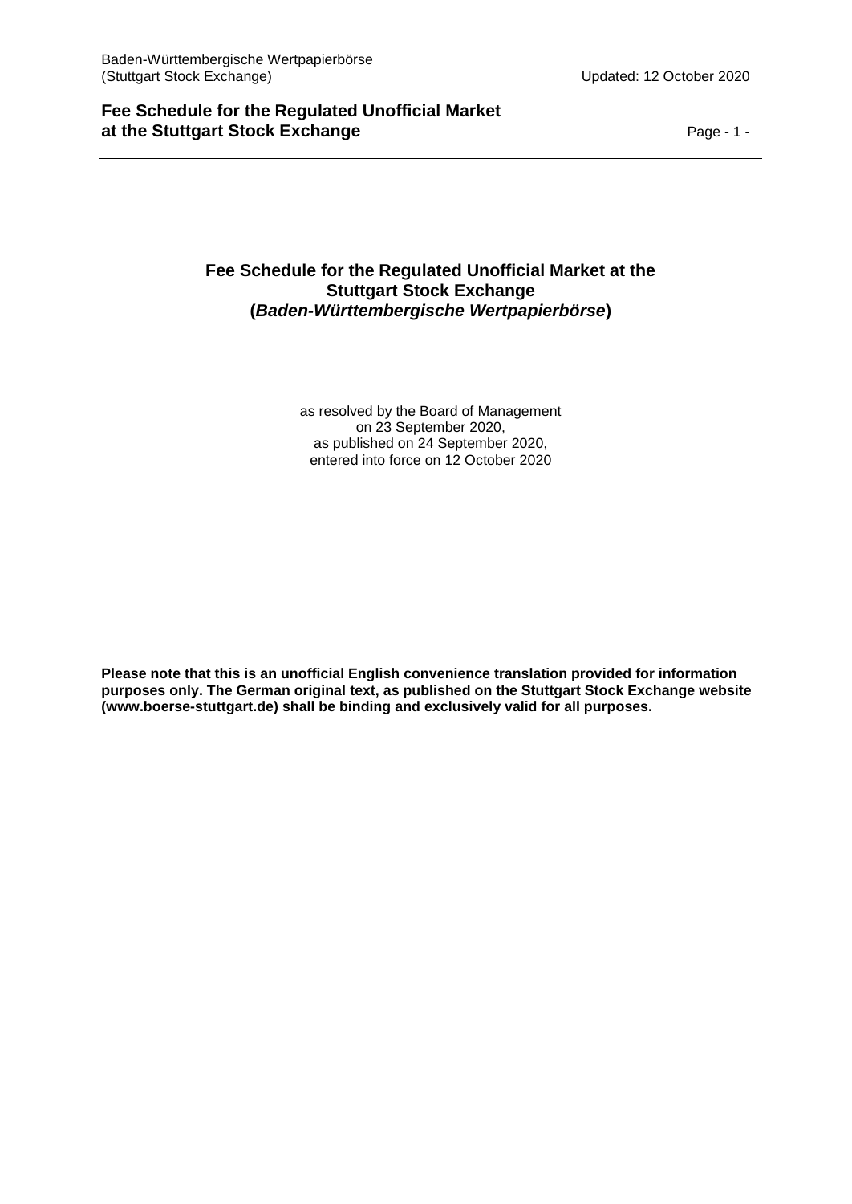# Fee Schedule for the Regulated Unofficial Market at the Stuttgart Stock Exchange (*Baden-Württembergische Wertpapierbörse*)

as resolved by the Board of Management
on 23 September 2020,
as published on 24 September 2020,
entered into force on 12 October 2020

**Please note that this is an unofficial English convenience translation provided for information purposes only. The German original text, as published on the Stuttgart Stock Exchange website (www.boerse-stuttgart.de) shall be binding and exclusively valid for all purposes.**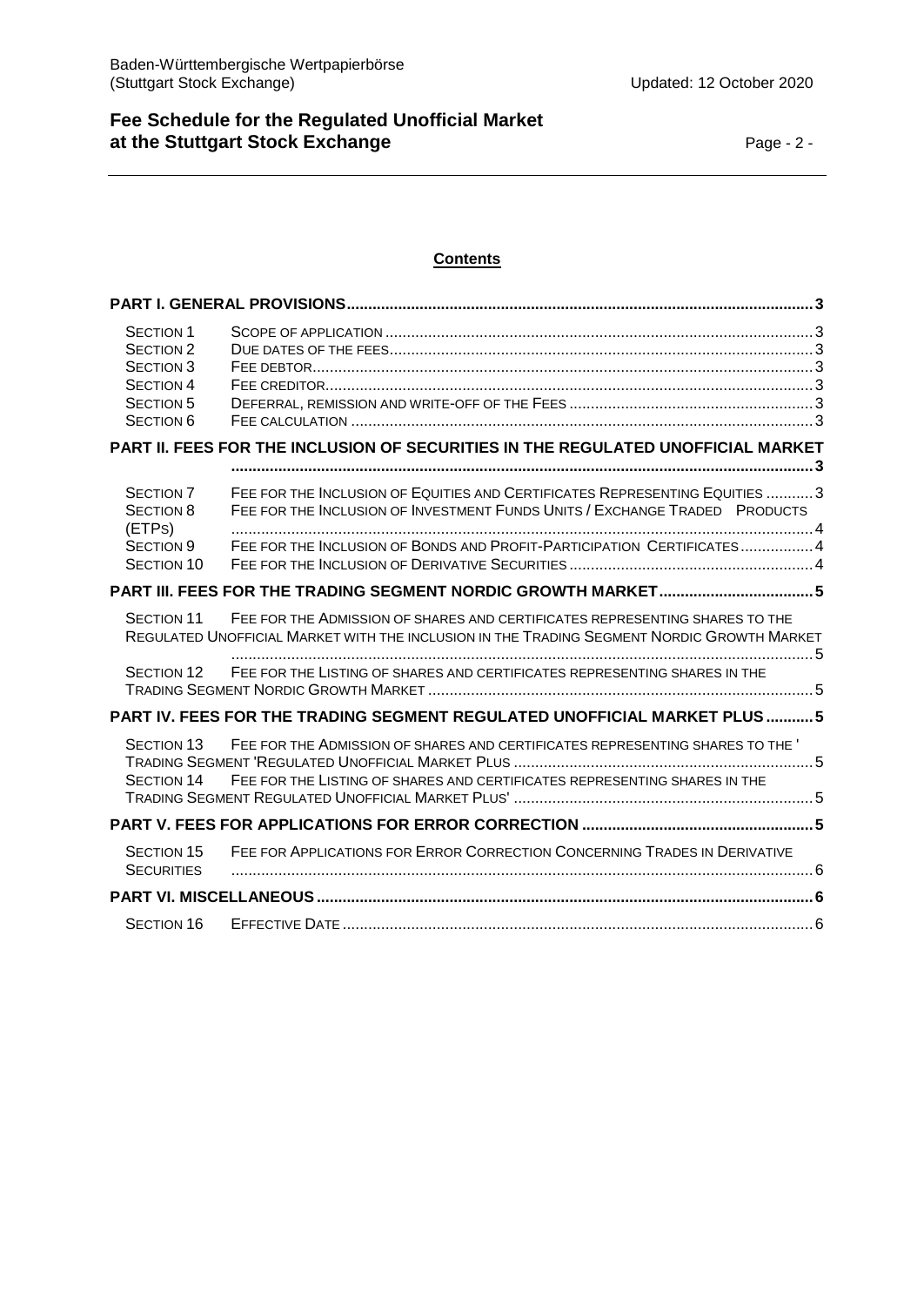**Contents**

| | | |
|---|---|---|
| **PART I. GENERAL PROVISIONS** | | **3** |
| SECTION 1 | SCOPE OF APPLICATION | 3 |
| SECTION 2 | DUE DATES OF THE FEES | 3 |
| SECTION 3 | FEE DEBTOR | 3 |
| SECTION 4 | FEE CREDITOR | 3 |
| SECTION 5 | DEFERRAL, REMISSION AND WRITE-OFF OF THE FEES | 3 |
| SECTION 6 | FEE CALCULATION | 3 |
| **PART II. FEES FOR THE INCLUSION OF SECURITIES IN THE REGULATED UNOFFICIAL MARKET** | | **3** |
| SECTION 7 | FEE FOR THE INCLUSION OF EQUITIES AND CERTIFICATES REPRESENTING EQUITIES | 3 |
| SECTION 8 | FEE FOR THE INCLUSION OF INVESTMENT FUNDS UNITS / EXCHANGE TRADED PRODUCTS (ETPS) | 4 |
| SECTION 9 | FEE FOR THE INCLUSION OF BONDS AND PROFIT-PARTICIPATION CERTIFICATES | 4 |
| SECTION 10 | FEE FOR THE INCLUSION OF DERIVATIVE SECURITIES | 4 |
| **PART III. FEES FOR THE TRADING SEGMENT NORDIC GROWTH MARKET** | | **5** |
| SECTION 11 | FEE FOR THE ADMISSION OF SHARES AND CERTIFICATES REPRESENTING SHARES TO THE REGULATED UNOFFICIAL MARKET WITH THE INCLUSION IN THE TRADING SEGMENT NORDIC GROWTH MARKET | 5 |
| SECTION 12 | FEE FOR THE LISTING OF SHARES AND CERTIFICATES REPRESENTING SHARES IN THE TRADING SEGMENT NORDIC GROWTH MARKET | 5 |
| **PART IV. FEES FOR THE TRADING SEGMENT REGULATED UNOFFICIAL MARKET PLUS** | | **5** |
| SECTION 13 | FEE FOR THE ADMISSION OF SHARES AND CERTIFICATES REPRESENTING SHARES TO THE 'TRADING SEGMENT 'REGULATED UNOFFICIAL MARKET PLUS | 5 |
| SECTION 14 | FEE FOR THE LISTING OF SHARES AND CERTIFICATES REPRESENTING SHARES IN THE TRADING SEGMENT REGULATED UNOFFICIAL MARKET PLUS' | 5 |
| **PART V. FEES FOR APPLICATIONS FOR ERROR CORRECTION** | | **5** |
| SECTION 15 | FEE FOR APPLICATIONS FOR ERROR CORRECTION CONCERNING TRADES IN DERIVATIVE SECURITIES | 6 |
| **PART VI. MISCELLANEOUS** | | **6** |
| SECTION 16 | EFFECTIVE DATE | 6 |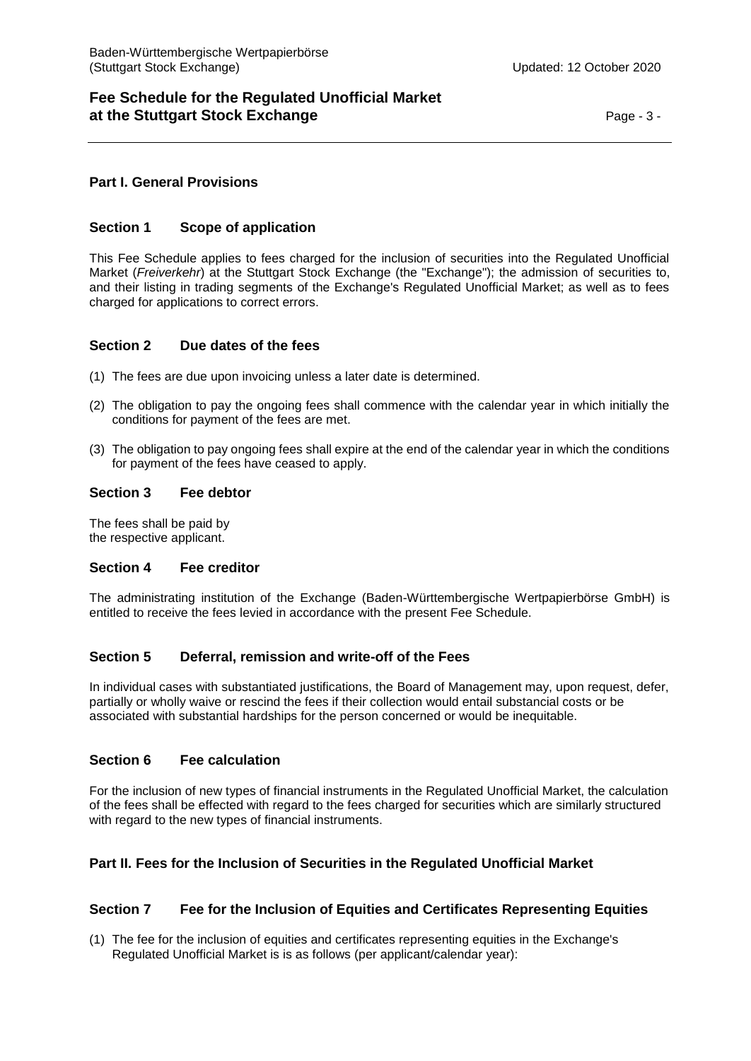## Part I. General Provisions

### Section 1 Scope of application

This Fee Schedule applies to fees charged for the inclusion of securities into the Regulated Unofficial Market (*Freiverkehr*) at the Stuttgart Stock Exchange (the "Exchange"); the admission of securities to, and their listing in trading segments of the Exchange's Regulated Unofficial Market; as well as to fees charged for applications to correct errors.

### Section 2 Due dates of the fees

(1) The fees are due upon invoicing unless a later date is determined.

(2) The obligation to pay the ongoing fees shall commence with the calendar year in which initially the conditions for payment of the fees are met.

(3) The obligation to pay ongoing fees shall expire at the end of the calendar year in which the conditions for payment of the fees have ceased to apply.

### Section 3 Fee debtor

The fees shall be paid by the respective applicant.

### Section 4 Fee creditor

The administrating institution of the Exchange (Baden-Württembergische Wertpapierbörse GmbH) is entitled to receive the fees levied in accordance with the present Fee Schedule.

### Section 5 Deferral, remission and write-off of the Fees

In individual cases with substantiated justifications, the Board of Management may, upon request, defer, partially or wholly waive or rescind the fees if their collection would entail substancial costs or be associated with substantial hardships for the person concerned or would be inequitable.

### Section 6 Fee calculation

For the inclusion of new types of financial instruments in the Regulated Unofficial Market, the calculation of the fees shall be effected with regard to the fees charged for securities which are similarly structured with regard to the new types of financial instruments.

## Part II. Fees for the Inclusion of Securities in the Regulated Unofficial Market

### Section 7 Fee for the Inclusion of Equities and Certificates Representing Equities

(1) The fee for the inclusion of equities and certificates representing equities in the Exchange's Regulated Unofficial Market is is as follows (per applicant/calendar year):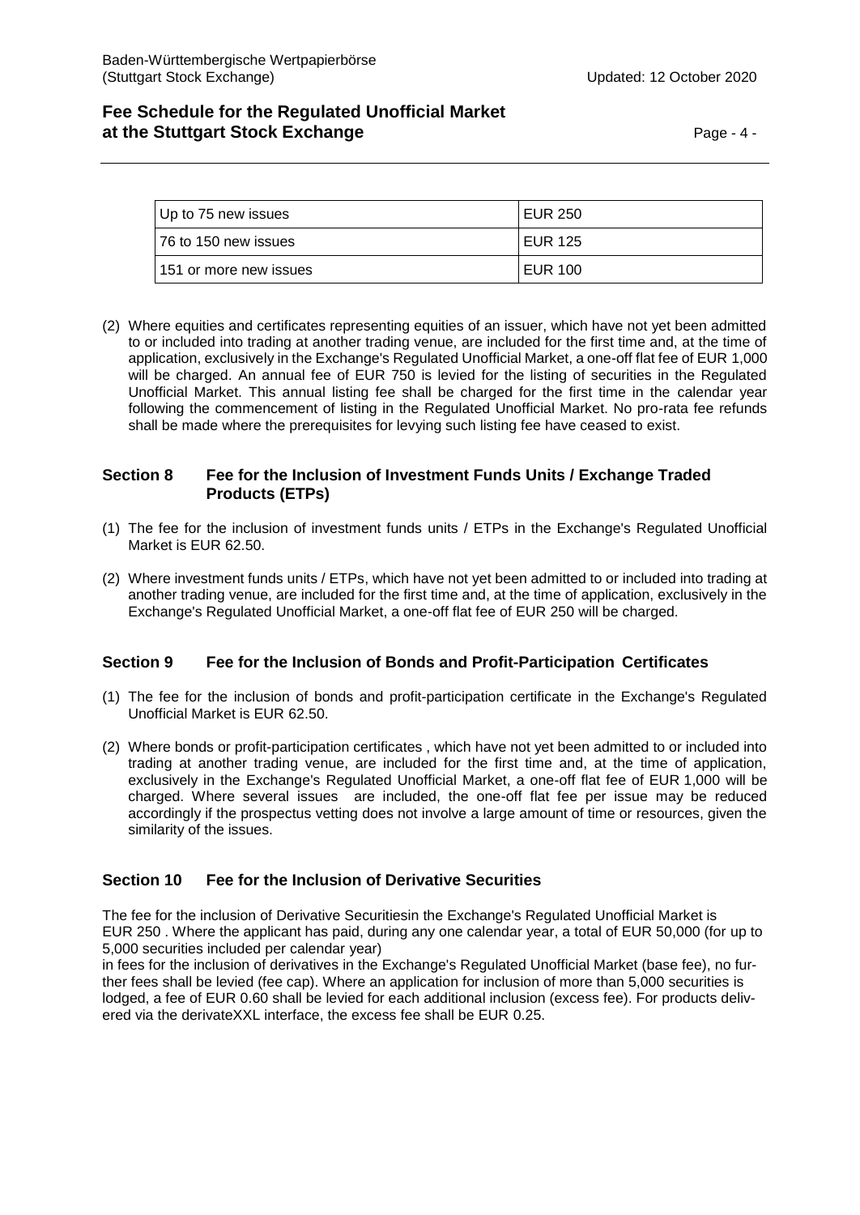| Up to 75 new issues | EUR 250 |
| --- | --- |
| 76 to 150 new issues | EUR 125 |
| 151 or more new issues | EUR 100 |

(2) Where equities and certificates representing equities of an issuer, which have not yet been admitted to or included into trading at another trading venue, are included for the first time and, at the time of application, exclusively in the Exchange's Regulated Unofficial Market, a one-off flat fee of EUR 1,000 will be charged. An annual fee of EUR 750 is levied for the listing of securities in the Regulated Unofficial Market. This annual listing fee shall be charged for the first time in the calendar year following the commencement of listing in the Regulated Unofficial Market. No pro-rata fee refunds shall be made where the prerequisites for levying such listing fee have ceased to exist.

## Section 8 Fee for the Inclusion of Investment Funds Units / Exchange Traded Products (ETPs)

(1) The fee for the inclusion of investment funds units / ETPs in the Exchange's Regulated Unofficial Market is EUR 62.50.

(2) Where investment funds units / ETPs, which have not yet been admitted to or included into trading at another trading venue, are included for the first time and, at the time of application, exclusively in the Exchange's Regulated Unofficial Market, a one-off flat fee of EUR 250 will be charged.

## Section 9 Fee for the Inclusion of Bonds and Profit-Participation Certificates

(1) The fee for the inclusion of bonds and profit-participation certificate in the Exchange's Regulated Unofficial Market is EUR 62.50.

(2) Where bonds or profit-participation certificates , which have not yet been admitted to or included into trading at another trading venue, are included for the first time and, at the time of application, exclusively in the Exchange's Regulated Unofficial Market, a one-off flat fee of EUR 1,000 will be charged. Where several issues are included, the one-off flat fee per issue may be reduced accordingly if the prospectus vetting does not involve a large amount of time or resources, given the similarity of the issues.

## Section 10 Fee for the Inclusion of Derivative Securities

The fee for the inclusion of Derivative Securitiesin the Exchange's Regulated Unofficial Market is EUR 250 . Where the applicant has paid, during any one calendar year, a total of EUR 50,000 (for up to 5,000 securities included per calendar year)
in fees for the inclusion of derivatives in the Exchange's Regulated Unofficial Market (base fee), no further fees shall be levied (fee cap). Where an application for inclusion of more than 5,000 securities is lodged, a fee of EUR 0.60 shall be levied for each additional inclusion (excess fee). For products delivered via the derivateXXL interface, the excess fee shall be EUR 0.25.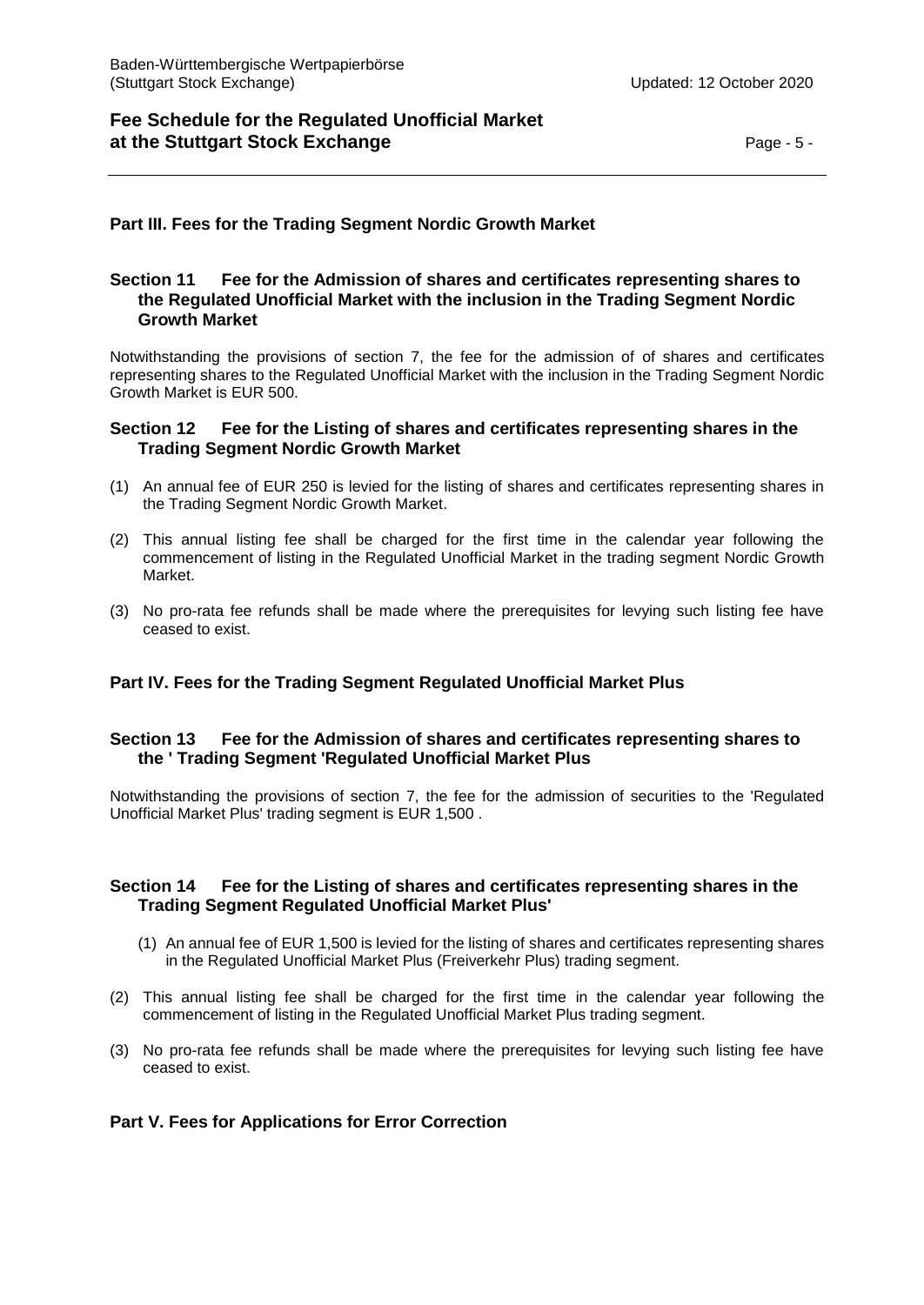## Part III. Fees for the Trading Segment Nordic Growth Market

### Section 11 Fee for the Admission of shares and certificates representing shares to the Regulated Unofficial Market with the inclusion in the Trading Segment Nordic Growth Market

Notwithstanding the provisions of section 7, the fee for the admission of of shares and certificates representing shares to the Regulated Unofficial Market with the inclusion in the Trading Segment Nordic Growth Market is EUR 500.

### Section 12 Fee for the Listing of shares and certificates representing shares in the Trading Segment Nordic Growth Market

(1) An annual fee of EUR 250 is levied for the listing of shares and certificates representing shares in the Trading Segment Nordic Growth Market.

(2) This annual listing fee shall be charged for the first time in the calendar year following the commencement of listing in the Regulated Unofficial Market in the trading segment Nordic Growth Market.

(3) No pro-rata fee refunds shall be made where the prerequisites for levying such listing fee have ceased to exist.

## Part IV. Fees for the Trading Segment Regulated Unofficial Market Plus

### Section 13 Fee for the Admission of shares and certificates representing shares to the ' Trading Segment 'Regulated Unofficial Market Plus

Notwithstanding the provisions of section 7, the fee for the admission of securities to the 'Regulated Unofficial Market Plus' trading segment is EUR 1,500 .

### Section 14 Fee for the Listing of shares and certificates representing shares in the Trading Segment Regulated Unofficial Market Plus'

(1) An annual fee of EUR 1,500 is levied for the listing of shares and certificates representing shares in the Regulated Unofficial Market Plus (Freiverkehr Plus) trading segment.

(2) This annual listing fee shall be charged for the first time in the calendar year following the commencement of listing in the Regulated Unofficial Market Plus trading segment.

(3) No pro-rata fee refunds shall be made where the prerequisites for levying such listing fee have ceased to exist.

## Part V. Fees for Applications for Error Correction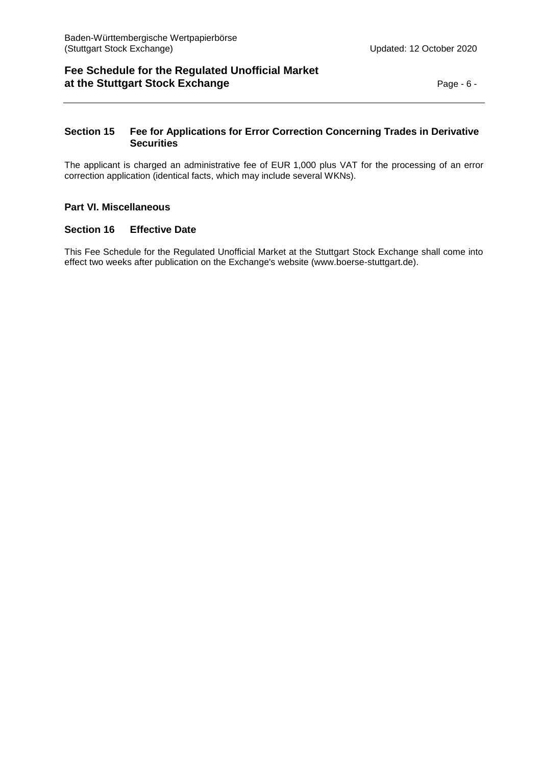## Section 15 Fee for Applications for Error Correction Concerning Trades in Derivative Securities

The applicant is charged an administrative fee of EUR 1,000 plus VAT for the processing of an error correction application (identical facts, which may include several WKNs).

## Part VI. Miscellaneous

## Section 16 Effective Date

This Fee Schedule for the Regulated Unofficial Market at the Stuttgart Stock Exchange shall come into effect two weeks after publication on the Exchange's website (www.boerse-stuttgart.de).